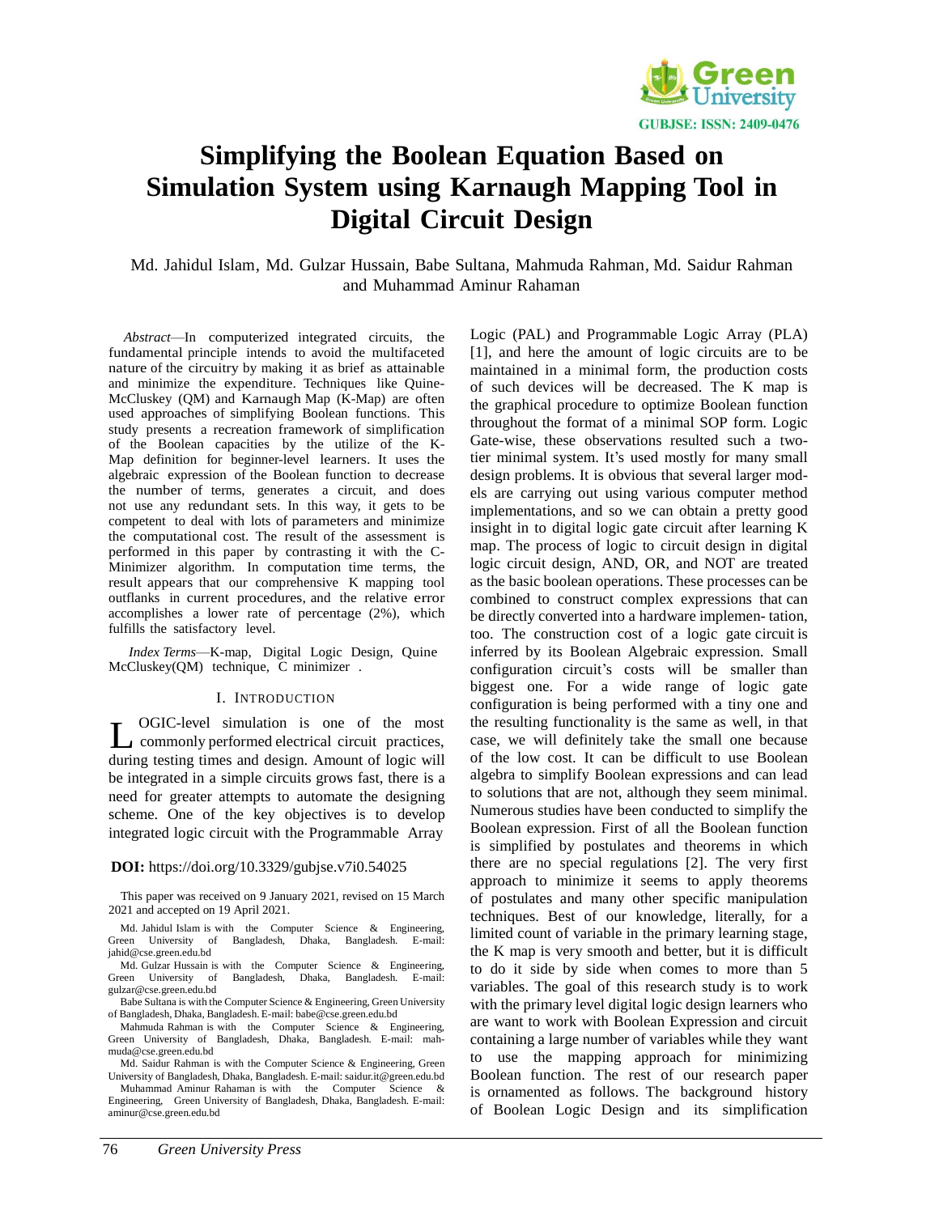GUBJSE: ISSN: 2409-0476

# Simplifying the Boolean Equation Based on Simulation System using Karnaugh Mapping Tool in Digital Circuit Design

Md. Jahidul Islam, Md. Gulzar Hussain, Babe Sultana, Mahmuda Rahman, Md. Saidur Rahman and Muhammad Aminur Rahaman

*Abstract*—In computerized integrated circuits, the fundamental principle intends to avoid the multifaceted nature of the circuitry by making it as brief as attainable and minimize the expenditure. Techniques like Quine-McCluskey (QM) and Karnaugh Map (K-Map) are often used approaches of simplifying Boolean functions. This study presents a recreation framework of simplification of the Boolean capacities by the utilize of the K-Map definition for beginner-level learners. It uses the algebraic expression of the Boolean function to decrease the number of terms, generates a circuit, and does not use any redundant sets. In this way, it gets to be competent to deal with lots of parameters and minimize the computational cost. The result of the assessment is performed in this paper by contrasting it with the C-Minimizer algorithm. In computation time terms, the result appears that our comprehensive K mapping tool outflanks in current procedures, and the relative error accomplishes a lower rate of percentage (2%), which fulfills the satisfactory level.

*Index Terms*—K-map, Digital Logic Design, Quine McCluskey(QM) technique, C minimizer .

## I. Introduction

LOGIC-level simulation is one of the most commonly performed electrical circuit practices, during testing times and design. Amount of logic will be integrated in a simple circuits grows fast, there is a need for greater attempts to automate the designing scheme. One of the key objectives is to develop integrated logic circuit with the Programmable Array Logic (PAL) and Programmable Logic Array (PLA) [1], and here the amount of logic circuits are to be maintained in a minimal form, the production costs of such devices will be decreased. The K map is the graphical procedure to optimize Boolean function throughout the format of a minimal SOP form. Logic Gate-wise, these observations resulted such a two-tier minimal system. It's used mostly for many small design problems. It is obvious that several larger models are carrying out using various computer method implementations, and so we can obtain a pretty good insight in to digital logic gate circuit after learning K map. The process of logic to circuit design in digital logic circuit design, AND, OR, and NOT are treated as the basic boolean operations. These processes can be combined to construct complex expressions that can be directly converted into a hardware implemen- tation, too. The construction cost of a logic gate circuit is inferred by its Boolean Algebraic expression. Small configuration circuit's costs will be smaller than biggest one. For a wide range of logic gate configuration is being performed with a tiny one and the resulting functionality is the same as well, in that case, we will definitely take the small one because of the low cost. It can be difficult to use Boolean algebra to simplify Boolean expressions and can lead to solutions that are not, although they seem minimal. Numerous studies have been conducted to simplify the Boolean expression. First of all the Boolean function is simplified by postulates and theorems in which there are no special regulations [2]. The very first approach to minimize it seems to apply theorems of postulates and many other specific manipulation techniques. Best of our knowledge, literally, for a limited count of variable in the primary learning stage, the K map is very smooth and better, but it is difficult to do it side by side when comes to more than 5 variables. The goal of this research study is to work with the primary level digital logic design learners who are want to work with Boolean Expression and circuit containing a large number of variables while they want to use the mapping approach for minimizing Boolean function. The rest of our research paper is ornamented as follows. The background history of Boolean Logic Design and its simplification

**DOI:** https://doi.org/10.3329/gubjse.v7i0.54025

This paper was received on 9 January 2021, revised on 15 March 2021 and accepted on 19 April 2021.

Md. Jahidul Islam is with the Computer Science & Engineering, Green University of Bangladesh, Dhaka, Bangladesh. E-mail: jahid@cse.green.edu.bd

Md. Gulzar Hussain is with the Computer Science & Engineering, Green University of Bangladesh, Dhaka, Bangladesh. E-mail: gulzar@cse.green.edu.bd

Babe Sultana is with the Computer Science & Engineering, Green University of Bangladesh, Dhaka, Bangladesh. E-mail: babe@cse.green.edu.bd

Mahmuda Rahman is with the Computer Science & Engineering, Green University of Bangladesh, Dhaka, Bangladesh. E-mail: mahmuda@cse.green.edu.bd

Md. Saidur Rahman is with the Computer Science & Engineering, Green University of Bangladesh, Dhaka, Bangladesh. E-mail: saidur.it@green.edu.bd

Muhammad Aminur Rahaman is with the Computer Science & Engineering, Green University of Bangladesh, Dhaka, Bangladesh. E-mail: aminur@cse.green.edu.bd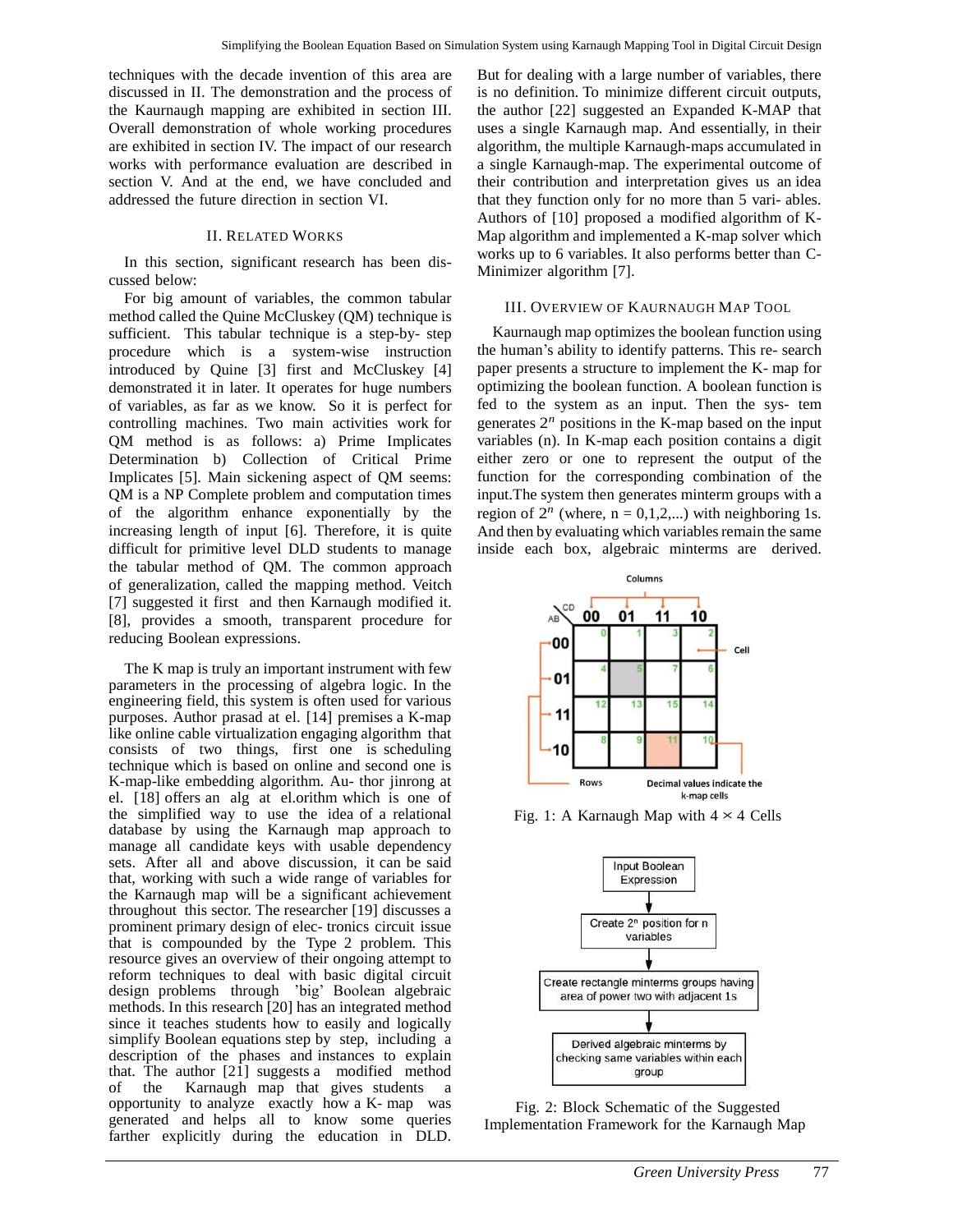techniques with the decade invention of this area are discussed in II. The demonstration and the process of the Kaurnaugh mapping are exhibited in section III. Overall demonstration of whole working procedures are exhibited in section IV. The impact of our research works with performance evaluation are described in section V. And at the end, we have concluded and addressed the future direction in section VI.

## II. Related Works

In this section, significant research has been discussed below:

For big amount of variables, the common tabular method called the Quine McCluskey (QM) technique is sufficient. This tabular technique is a step-by- step procedure which is a system-wise instruction introduced by Quine [3] first and McCluskey [4] demonstrated it in later. It operates for huge numbers of variables, as far as we know. So it is perfect for controlling machines. Two main activities work for QM method is as follows: a) Prime Implicates Determination b) Collection of Critical Prime Implicates [5]. Main sickening aspect of QM seems: QM is a NP Complete problem and computation times of the algorithm enhance exponentially by the increasing length of input [6]. Therefore, it is quite difficult for primitive level DLD students to manage the tabular method of QM. The common approach of generalization, called the mapping method. Veitch [7] suggested it first and then Karnaugh modified it. [8], provides a smooth, transparent procedure for reducing Boolean expressions.

The K map is truly an important instrument with few parameters in the processing of algebra logic. In the engineering field, this system is often used for various purposes. Author prasad at el. [14] premises a K-map like online cable virtualization engaging algorithm that consists of two things, first one is scheduling technique which is based on online and second one is K-map-like embedding algorithm. Au- thor jinrong at el. [18] offers an alg at el.orithm which is one of the simplified way to use the idea of a relational database by using the Karnaugh map approach to manage all candidate keys with usable dependency sets. After all and above discussion, it can be said that, working with such a wide range of variables for the Karnaugh map will be a significant achievement throughout this sector. The researcher [19] discusses a prominent primary design of elec- tronics circuit issue that is compounded by the Type 2 problem. This resource gives an overview of their ongoing attempt to reform techniques to deal with basic digital circuit design problems through 'big' Boolean algebraic methods. In this research [20] has an integrated method since it teaches students how to easily and logically simplify Boolean equations step by step, including a description of the phases and instances to explain that. The author [21] suggests a modified method of the Karnaugh map that gives students a opportunity to analyze exactly how a K- map was generated and helps all to know some queries farther explicitly during the education in DLD. But for dealing with a large number of variables, there is no definition. To minimize different circuit outputs, the author [22] suggested an Expanded K-MAP that uses a single Karnaugh map. And essentially, in their algorithm, the multiple Karnaugh-maps accumulated in a single Karnaugh-map. The experimental outcome of their contribution and interpretation gives us an idea that they function only for no more than 5 vari- ables. Authors of [10] proposed a modified algorithm of K-Map algorithm and implemented a K-map solver which works up to 6 variables. It also performs better than C-Minimizer algorithm [7].

## III. Overview of Kaurnaugh Map Tool

Kaurnaugh map optimizes the boolean function using the human's ability to identify patterns. This re- search paper presents a structure to implement the K- map for optimizing the boolean function. A boolean function is fed to the system as an input. Then the sys- tem generates $2^n$ positions in the K-map based on the input variables (n). In K-map each position contains a digit either zero or one to represent the output of the function for the corresponding combination of the input.The system then generates minterm groups with a region of $2^n$ (where, n = 0,1,2,...) with neighboring 1s. And then by evaluating which variables remain the same inside each box, algebraic minterms are derived.

| AB \ CD | 00 | 01 | 11 | 10 |
|---|---|---|---|---|
| 00 | 0 | 1 | 3 | 2 |
| 01 | 4 | 5 | 7 | 6 |
| 11 | 12 | 13 | 15 | 14 |
| 10 | 8 | 9 | 11 | 10 |

Columns; Cell; Rows; Decimal values indicate the k-map cells

Fig. 1: A Karnaugh Map with 4 × 4 Cells

Input Boolean Expression → Create $2^n$ position for n variables → Create rectangle minterms groups having area of power two with adjacent 1s → Derived algebraic minterms by checking same variables within each group

Fig. 2: Block Schematic of the Suggested Implementation Framework for the Karnaugh Map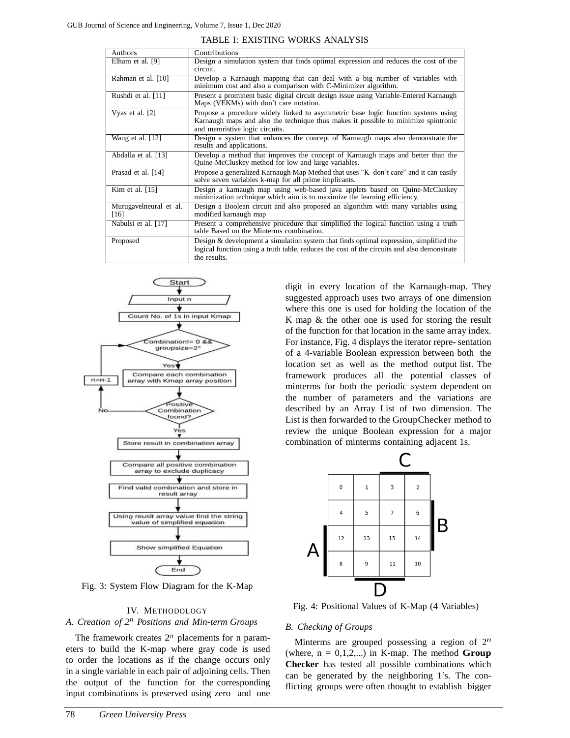TABLE I: EXISTING WORKS ANALYSIS

| Authors | Contributions |
| --- | --- |
| Elham et al. [9] | Design a simulation system that finds optimal expression and reduces the cost of the circuit. |
| Rahman et al. [10] | Develop a Karnaugh mapping that can deal with a big number of variables with minimum cost and also a comparison with C-Minimizer algorithm. |
| Rushdi et al. [11] | Present a prominent basic digital circuit design issue using Variable-Entered Karnaugh Maps (VEKMs) with don't care notation. |
| Vyas et al. [2] | Propose a procedure widely linked to asymmetric base logic function systems using Karnaugh maps and also the technique thus makes it possible to minimize spintronic and memristive logic circuits. |
| Wang et al. [12] | Design a system that enhances the concept of Karnaugh maps also demonstrate the results and applications. |
| Abdalla et al. [13] | Develop a method that improves the concept of Karnaugh maps and better than the Quine-McCluskey method for low and large variables. |
| Prasad et al. [14] | Propose a generalized Karnaugh Map Method that uses "K–don't care" and it can easily solve seven variables k-map for all prime implicants. |
| Kim et al. [15] | Design a karnaugh map using web-based java applets based on Quine-McCluskey minimization technique which aim is to maximize the learning efficiency. |
| Murugavelneural et al. [16] | Design a Boolean circuit and also proposed an algorithm with many variables using modified karnaugh map |
| Nabulsi et al. [17] | Present a comprehensive procedure that simplified the logical function using a truth table Based on the Minterms combination. |
| Proposed | Design & development a simulation system that finds optimal expression, simplified the logical function using a truth table, reduces the cost of the circuits and also demonstrate the results. |

Fig. 3: System Flow Diagram for the K-Map

## IV. Methodology

### A. Creation of $2^n$ Positions and Min-term Groups

The framework creates $2^n$ placements for n parameters to build the K-map where gray code is used to order the locations as if the change occurs only in a single variable in each pair of adjoining cells. Then the output of the function for the corresponding input combinations is preserved using zero and one digit in every location of the Karnaugh-map. They suggested approach uses two arrays of one dimension where this one is used for holding the location of the K map & the other one is used for storing the result of the function for that location in the same array index. For instance, Fig. 4 displays the iterator representation of a 4-variable Boolean expression between both the location set as well as the method output list. The framework produces all the potential classes of minterms for both the periodic system dependent on the number of parameters and the variations are described by an Array List of two dimension. The List is then forwarded to the GroupChecker method to review the unique Boolean expression for a major combination of minterms containing adjacent 1s.

Fig. 4: Positional Values of K-Map (4 Variables)

### B. Checking of Groups

Minterms are grouped possessing a region of $2^n$ (where, n = 0,1,2,...) in K-map. The method **Group Checker** has tested all possible combinations which can be generated by the neighboring 1's. The conflicting groups were often thought to establish bigger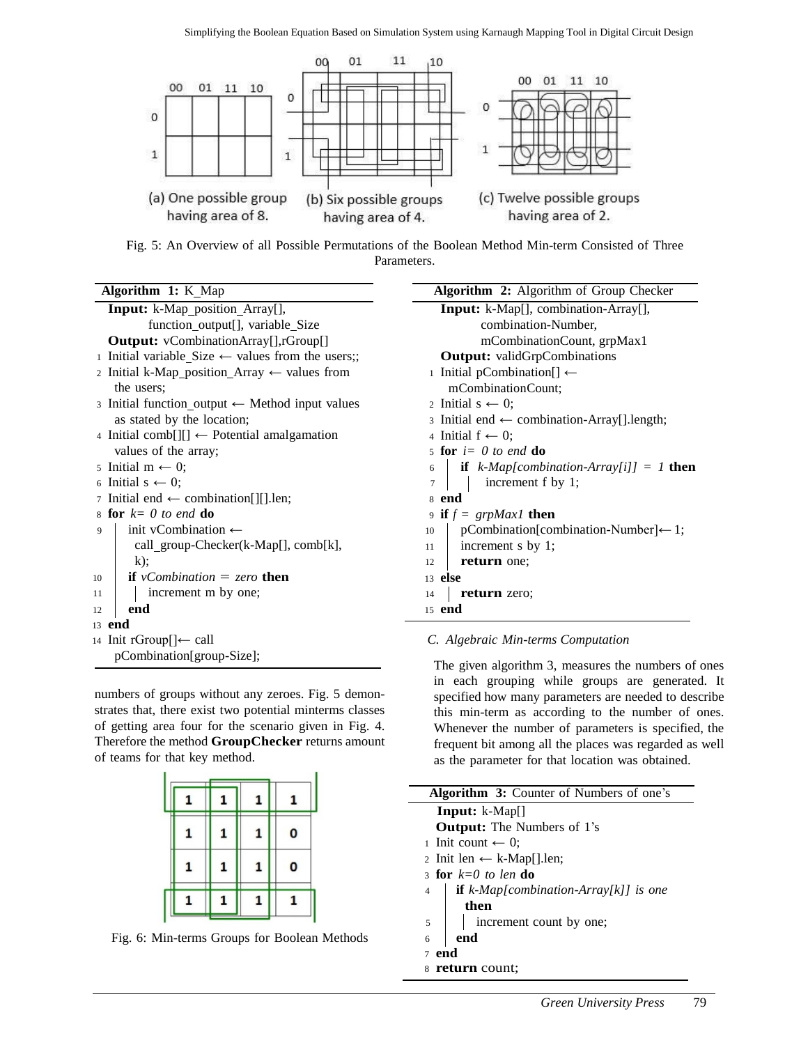(a) One possible group having area of 8. (b) Six possible groups having area of 4. (c) Twelve possible groups having area of 2.

Fig. 5: An Overview of all Possible Permutations of the Boolean Method Min-term Consisted of Three Parameters.

**Algorithm 1:** K_Map

```
Input: k-Map_position_Array[],
       function_output[], variable_Size
Output: vCombinationArray[],rGroup[]
1  Initial variable_Size ← values from the users;;
2  Initial k-Map_position_Array ← values from
   the users;
3  Initial function_output ← Method input values
   as stated by the location;
4  Initial comb[][] ← Potential amalgamation
   values of the array;
5  Initial m ← 0;
6  Initial s ← 0;
7  Initial end ← combination[][].len;
8  for k= 0 to end do
9      init vCombination ←
        call_group-Checker(k-Map[], comb[k],
        k);
10     if vCombination = zero then
11         increment m by one;
12     end
13 end
14 Init rGroup[]← call
   pCombination[group-Size];
```

numbers of groups without any zeroes. Fig. 5 demonstrates that, there exist two potential minterms classes of getting area four for the scenario given in Fig. 4. Therefore the method **GroupChecker** returns amount of teams for that key method.

| 1 | 1 | 1 | 1 |
|---|---|---|---|
| 1 | 1 | 1 | 0 |
| 1 | 1 | 1 | 0 |
| 1 | 1 | 1 | 1 |

Fig. 6: Min-terms Groups for Boolean Methods

**Algorithm 2:** Algorithm of Group Checker

```
Input: k-Map[], combination-Array[],
       combination-Number,
       mCombinationCount, grpMax1
Output: validGrpCombinations
1  Initial pCombination[] ←
   mCombinationCount;
2  Initial s ← 0;
3  Initial end ← combination-Array[].length;
4  Initial f ← 0;
5  for i= 0 to end do
6      if k-Map[combination-Array[i]] = 1 then
7          increment f by 1;
8  end
9  if f = grpMax1 then
10     pCombination[combination-Number]← 1;
11     increment s by 1;
12     return one;
13 else
14     return zero;
15 end
```

### C. Algebraic Min-terms Computation

The given algorithm 3, measures the numbers of ones in each grouping while groups are generated. It specified how many parameters are needed to describe this min-term as according to the number of ones. Whenever the number of parameters is specified, the frequent bit among all the places was regarded as well as the parameter for that location was obtained.

**Algorithm 3:** Counter of Numbers of one's

```
Input: k-Map[]
Output: The Numbers of 1's
1  Init count ← 0;
2  Init len ← k-Map[].len;
3  for k=0 to len do
4      if k-Map[combination-Array[k]] is one
        then
5          increment count by one;
6      end
7  end
8  return count;
```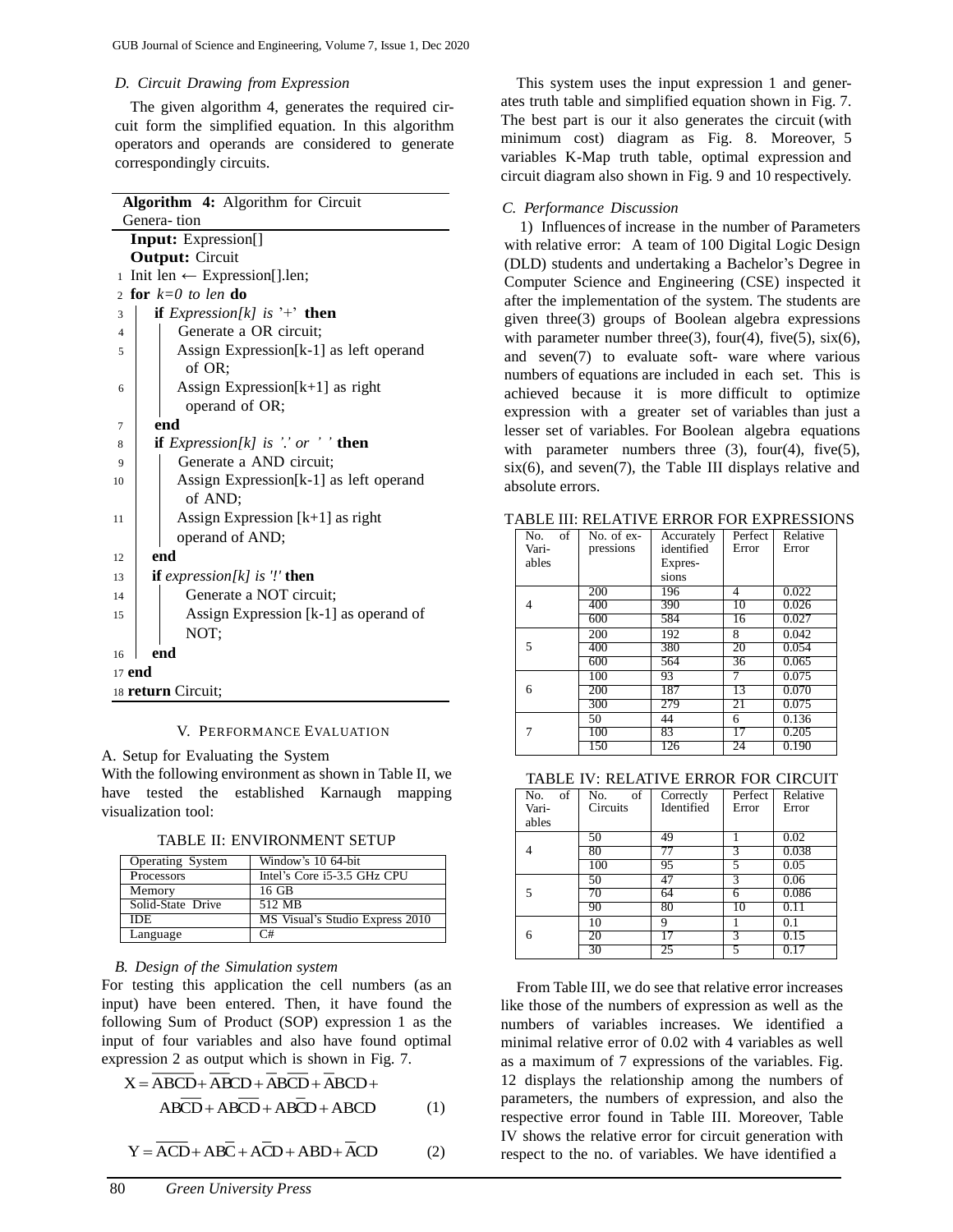### D. Circuit Drawing from Expression

The given algorithm 4, generates the required circuit form the simplified equation. In this algorithm operators and operands are considered to generate correspondingly circuits.

```
Algorithm 4: Algorithm for Circuit Genera- tion
   Input: Expression[]
   Output: Circuit
1  Init len ← Expression[].len;
2  for k=0 to len do
3      if Expression[k] is '+' then
4          Generate a OR circuit;
5          Assign Expression[k-1] as left operand of OR;
6          Assign Expression[k+1] as right operand of OR;
7      end
8      if Expression[k] is '.' or ' ' then
9          Generate a AND circuit;
10         Assign Expression[k-1] as left operand of AND;
11         Assign Expression [k+1] as right operand of AND;
12     end
13     if expression[k] is '!' then
14         Generate a NOT circuit;
15         Assign Expression [k-1] as operand of NOT;
16     end
17 end
18 return Circuit;
```

## V. Performance Evaluation

A. Setup for Evaluating the System

With the following environment as shown in Table II, we have tested the established Karnaugh mapping visualization tool:

TABLE II: ENVIRONMENT SETUP

| Operating System | Window's 10 64-bit |
|---|---|
| Processors | Intel's Core i5-3.5 GHz CPU |
| Memory | 16 GB |
| Solid-State Drive | 512 MB |
| IDE | MS Visual's Studio Express 2010 |
| Language | C# |

### B. Design of the Simulation system

For testing this application the cell numbers (as an input) have been entered. Then, it have found the following Sum of Product (SOP) expression 1 as the input of four variables and also have found optimal expression 2 as output which is shown in Fig. 7.

$$X = \overline{A}\overline{B}\overline{C}\overline{D} + \overline{A}\overline{B}CD + \overline{A}B\overline{C}\overline{D} + \overline{A}BCD + AB\overline{C}\overline{D} + AB\overline{C}\overline{D} + AB\overline{C}D + ABCD \quad (1)$$

$$Y = \overline{A}\overline{C}\overline{D} + AB\overline{C} + A\overline{C}D + ABD + \overline{A}CD \quad (2)$$

This system uses the input expression 1 and generates truth table and simplified equation shown in Fig. 7. The best part is our it also generates the circuit (with minimum cost) diagram as Fig. 8. Moreover, 5 variables K-Map truth table, optimal expression and circuit diagram also shown in Fig. 9 and 10 respectively.

### C. Performance Discussion

1) Influences of increase in the number of Parameters with relative error: A team of 100 Digital Logic Design (DLD) students and undertaking a Bachelor's Degree in Computer Science and Engineering (CSE) inspected it after the implementation of the system. The students are given three(3) groups of Boolean algebra expressions with parameter number three(3), four(4), five(5), six(6), and seven(7) to evaluate soft- ware where various numbers of equations are included in each set. This is achieved because it is more difficult to optimize expression with a greater set of variables than just a lesser set of variables. For Boolean algebra equations with parameter numbers three (3), four(4), five(5), six(6), and seven(7), the Table III displays relative and absolute errors.

TABLE III: RELATIVE ERROR FOR EXPRESSIONS

| No. of Variables | No. of expressions | Accurately identified Expressions | Perfect Error | Relative Error |
|---|---|---|---|---|
| 4 | 200 | 196 | 4 | 0.022 |
| | 400 | 390 | 10 | 0.026 |
| | 600 | 584 | 16 | 0.027 |
| 5 | 200 | 192 | 8 | 0.042 |
| | 400 | 380 | 20 | 0.054 |
| | 600 | 564 | 36 | 0.065 |
| 6 | 100 | 93 | 7 | 0.075 |
| | 200 | 187 | 13 | 0.070 |
| | 300 | 279 | 21 | 0.075 |
| 7 | 50 | 44 | 6 | 0.136 |
| | 100 | 83 | 17 | 0.205 |
| | 150 | 126 | 24 | 0.190 |

TABLE IV: RELATIVE ERROR FOR CIRCUIT

| No. of Variables | No. of Circuits | Correctly Identified | Perfect Error | Relative Error |
|---|---|---|---|---|
| 4 | 50 | 49 | 1 | 0.02 |
| | 80 | 77 | 3 | 0.038 |
| | 100 | 95 | 5 | 0.05 |
| 5 | 50 | 47 | 3 | 0.06 |
| | 70 | 64 | 6 | 0.086 |
| | 90 | 80 | 10 | 0.11 |
| 6 | 10 | 9 | 1 | 0.1 |
| | 20 | 17 | 3 | 0.15 |
| | 30 | 25 | 5 | 0.17 |

From Table III, we do see that relative error increases like those of the numbers of expression as well as the numbers of variables increases. We identified a minimal relative error of 0.02 with 4 variables as well as a maximum of 7 expressions of the variables. Fig. 12 displays the relationship among the numbers of parameters, the numbers of expression, and also the respective error found in Table III. Moreover, Table IV shows the relative error for circuit generation with respect to the no. of variables. We have identified a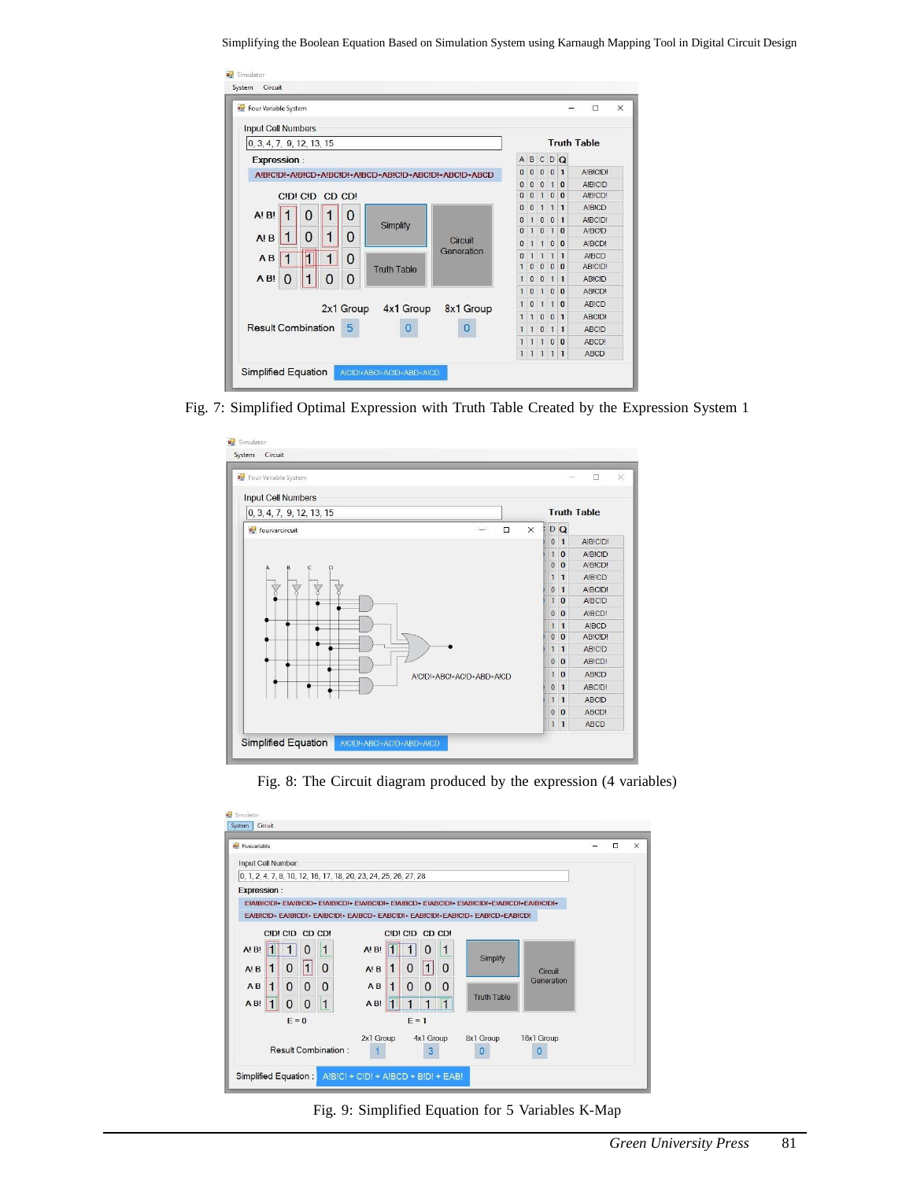Fig. 7: Simplified Optimal Expression with Truth Table Created by the Expression System 1

Fig. 8: The Circuit diagram produced by the expression (4 variables)

Fig. 9: Simplified Equation for 5 Variables K-Map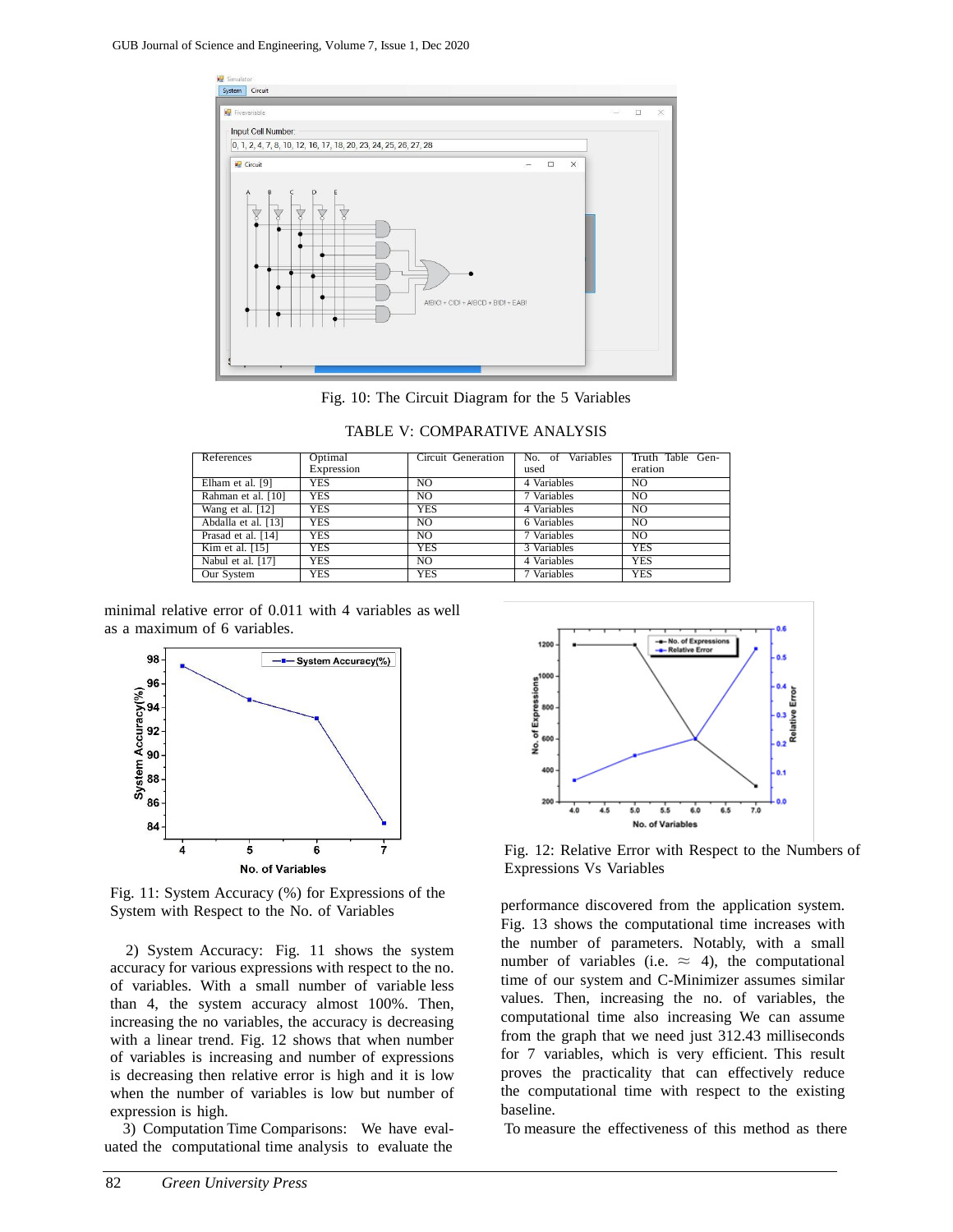Fig. 10: The Circuit Diagram for the 5 Variables

TABLE V: COMPARATIVE ANALYSIS

| References | Optimal Expression | Circuit Generation | No. of Variables used | Truth Table Generation |
|---|---|---|---|---|
| Elham et al. [9] | YES | NO | 4 Variables | NO |
| Rahman et al. [10] | YES | NO | 7 Variables | NO |
| Wang et al. [12] | YES | YES | 4 Variables | NO |
| Abdalla et al. [13] | YES | NO | 6 Variables | NO |
| Prasad et al. [14] | YES | NO | 7 Variables | NO |
| Kim et al. [15] | YES | YES | 3 Variables | YES |
| Nabul et al. [17] | YES | NO | 4 Variables | YES |
| Our System | YES | YES | 7 Variables | YES |

minimal relative error of 0.011 with 4 variables as well as a maximum of 6 variables.

Fig. 11: System Accuracy (%) for Expressions of the System with Respect to the No. of Variables

2) System Accuracy: Fig. 11 shows the system accuracy for various expressions with respect to the no. of variables. With a small number of variable less than 4, the system accuracy almost 100%. Then, increasing the no variables, the accuracy is decreasing with a linear trend. Fig. 12 shows that when number of variables is increasing and number of expressions is decreasing then relative error is high and it is low when the number of variables is low but number of expression is high.

3) Computation Time Comparisons: We have evaluated the computational time analysis to evaluate the performance discovered from the application system. Fig. 13 shows the computational time increases with the number of parameters. Notably, with a small number of variables (i.e. $\approx$ 4), the computational time of our system and C-Minimizer assumes similar values. Then, increasing the no. of variables, the computational time also increasing We can assume from the graph that we need just 312.43 milliseconds for 7 variables, which is very efficient. This result proves the practicality that can effectively reduce the computational time with respect to the existing baseline.

Fig. 12: Relative Error with Respect to the Numbers of Expressions Vs Variables

To measure the effectiveness of this method as there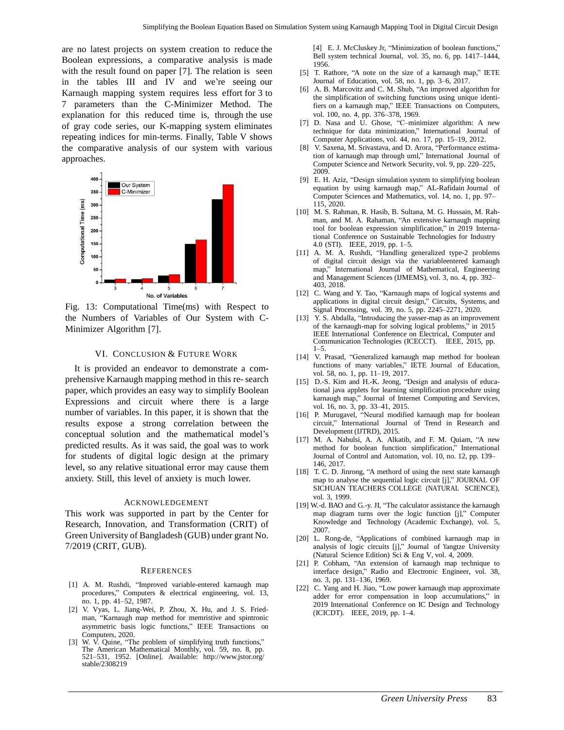are no latest projects on system creation to reduce the Boolean expressions, a comparative analysis is made with the result found on paper [7]. The relation is seen in the tables III and IV and we're seeing our Karnaugh mapping system requires less effort for 3 to 7 parameters than the C-Minimizer Method. The explanation for this reduced time is, through the use of gray code series, our K-mapping system eliminates repeating indices for min-terms. Finally, Table V shows the comparative analysis of our system with various approaches.

Fig. 13: Computational Time(ms) with Respect to the Numbers of Variables of Our System with C-Minimizer Algorithm [7].

## VI. Conclusion & Future Work

It is provided an endeavor to demonstrate a comprehensive Karnaugh mapping method in this re- search paper, which provides an easy way to simplify Boolean Expressions and circuit where there is a large number of variables. In this paper, it is shown that the results expose a strong correlation between the conceptual solution and the mathematical model's predicted results. As it was said, the goal was to work for students of digital logic design at the primary level, so any relative situational error may cause them anxiety. Still, this level of anxiety is much lower.

## Acknowledgement

This work was supported in part by the Center for Research, Innovation, and Transformation (CRIT) of Green University of Bangladesh (GUB) under grant No. 7/2019 (CRIT, GUB).

## References

[1] A. M. Rushdi, "Improved variable-entered karnaugh map procedures," Computers & electrical engineering, vol. 13, no. 1, pp. 41–52, 1987.

[2] V. Vyas, L. Jiang-Wei, P. Zhou, X. Hu, and J. S. Friedman, "Karnaugh map method for memristive and spintronic asymmetric basis logic functions," IEEE Transactions on Computers, 2020.

[3] W. V. Quine, "The problem of simplifying truth functions," The American Mathematical Monthly, vol. 59, no. 8, pp. 521–531, 1952. [Online]. Available: http://www.jstor.org/stable/2308219

[4] E. J. McCluskey Jr, "Minimization of boolean functions," Bell system technical Journal, vol. 35, no. 6, pp. 1417–1444, 1956.

[5] T. Rathore, "A note on the size of a karnaugh map," IETE Journal of Education, vol. 58, no. 1, pp. 3–6, 2017.

[6] A. B. Marcovitz and C. M. Shub, "An improved algorithm for the simplification of switching functions using unique identifiers on a karnaugh map," IEEE Transactions on Computers, vol. 100, no. 4, pp. 376–378, 1969.

[7] D. Nasa and U. Ghose, "C–minimizer algorithm: A new technique for data minimization," International Journal of Computer Applications, vol. 44, no. 17, pp. 15–19, 2012.

[8] V. Saxena, M. Srivastava, and D. Arora, "Performance estimation of karnaugh map through uml," International Journal of Computer Science and Network Security, vol. 9, pp. 220–225, 2009.

[9] E. H. Aziz, "Design simulation system to simplifying boolean equation by using karnaugh map," AL-Rafidain Journal of Computer Sciences and Mathematics, vol. 14, no. 1, pp. 97–115, 2020.

[10] M. S. Rahman, R. Hasib, B. Sultana, M. G. Hussain, M. Rahman, and M. A. Rahaman, "An extensive karnaugh mapping tool for boolean expression simplification," in 2019 International Conference on Sustainable Technologies for Industry 4.0 (STI). IEEE, 2019, pp. 1–5.

[11] A. M. A. Rushdi, "Handling generalized type-2 problems of digital circuit design via the variableentered karnaugh map," International Journal of Mathematical, Engineering and Management Sciences (IJMEMS), vol. 3, no. 4, pp. 392–403, 2018.

[12] C. Wang and Y. Tao, "Karnaugh maps of logical systems and applications in digital circuit design," Circuits, Systems, and Signal Processing, vol. 39, no. 5, pp. 2245–2271, 2020.

[13] Y. S. Abdalla, "Introducing the yasser-map as an improvement of the karnaugh-map for solving logical problems," in 2015 IEEE International Conference on Electrical, Computer and Communication Technologies (ICECCT). IEEE, 2015, pp. 1–5.

[14] V. Prasad, "Generalized karnaugh map method for boolean functions of many variables," IETE Journal of Education, vol. 58, no. 1, pp. 11–19, 2017.

[15] D.-S. Kim and H.-K. Jeong, "Design and analysis of educational java applets for learning simplification procedure using karnaugh map," Journal of Internet Computing and Services, vol. 16, no. 3, pp. 33–41, 2015.

[16] P. Murugavel, "Neural modified karnaugh map for boolean circuit," International Journal of Trend in Research and Development (IJTRD), 2015.

[17] M. A. Nabulsi, A. A. Alkatib, and F. M. Quiam, "A new method for boolean function simplification," International Journal of Control and Automation, vol. 10, no. 12, pp. 139–146, 2017.

[18] T. C. D. Jinrong, "A methord of using the next state karnaugh map to analyse the sequential logic circuit [j]," JOURNAL OF SICHUAN TEACHERS COLLEGE (NATURAL SCIENCE), vol. 3, 1999.

[19] W.-d. BAO and G.-y. JI, "The calculator assistance the karnaugh map diagram turns over the logic function [j]," Computer Knowledge and Technology (Academic Exchange), vol. 5, 2007.

[20] L. Rong-de, "Applications of combined karnaugh map in analysis of logic circuits [j]," Journal of Yangtze University (Natural Science Edition) Sci & Eng V, vol. 4, 2009.

[21] P. Cobham, "An extension of karnaugh map technique to interface design," Radio and Electronic Engineer, vol. 38, no. 3, pp. 131–136, 1969.

[22] C. Yang and H. Jiao, "Low power karnaugh map approximate adder for error compensation in loop accumulations," in 2019 International Conference on IC Design and Technology (ICICDT). IEEE, 2019, pp. 1–4.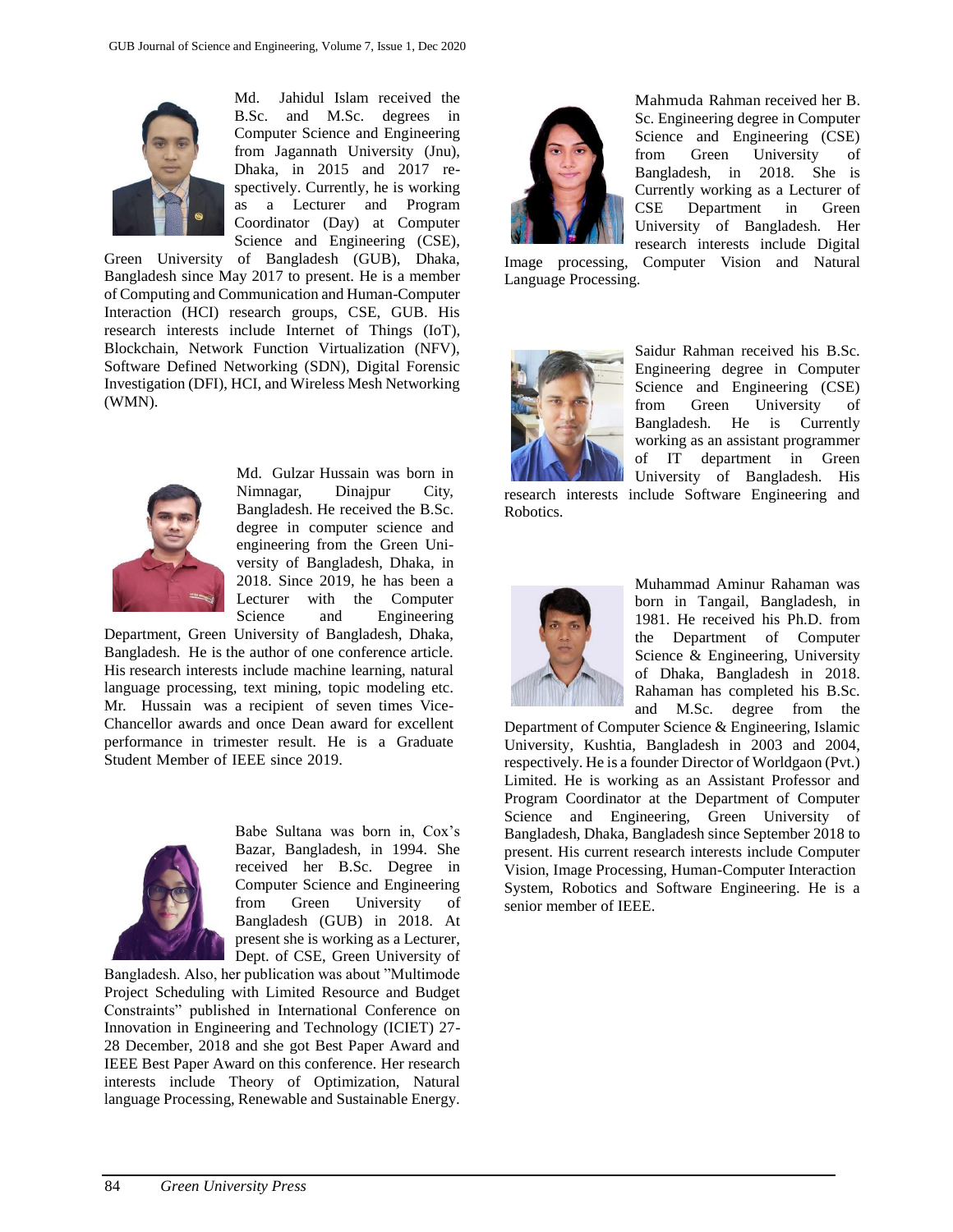Md. Jahidul Islam received the B.Sc. and M.Sc. degrees in Computer Science and Engineering from Jagannath University (Jnu), Dhaka, in 2015 and 2017 respectively. Currently, he is working as a Lecturer and Program Coordinator (Day) at Computer Science and Engineering (CSE), Green University of Bangladesh (GUB), Dhaka, Bangladesh since May 2017 to present. He is a member of Computing and Communication and Human-Computer Interaction (HCI) research groups, CSE, GUB. His research interests include Internet of Things (IoT), Blockchain, Network Function Virtualization (NFV), Software Defined Networking (SDN), Digital Forensic Investigation (DFI), HCI, and Wireless Mesh Networking (WMN).

Md. Gulzar Hussain was born in Nimnagar, Dinajpur City, Bangladesh. He received the B.Sc. degree in computer science and engineering from the Green University of Bangladesh, Dhaka, in 2018. Since 2019, he has been a Lecturer with the Computer Science and Engineering Department, Green University of Bangladesh, Dhaka, Bangladesh. He is the author of one conference article. His research interests include machine learning, natural language processing, text mining, topic modeling etc. Mr. Hussain was a recipient of seven times Vice-Chancellor awards and once Dean award for excellent performance in trimester result. He is a Graduate Student Member of IEEE since 2019.

Babe Sultana was born in, Cox's Bazar, Bangladesh, in 1994. She received her B.Sc. Degree in Computer Science and Engineering from Green University of Bangladesh (GUB) in 2018. At present she is working as a Lecturer, Dept. of CSE, Green University of Bangladesh. Also, her publication was about "Multimode Project Scheduling with Limited Resource and Budget Constraints" published in International Conference on Innovation in Engineering and Technology (ICIET) 27-28 December, 2018 and she got Best Paper Award and IEEE Best Paper Award on this conference. Her research interests include Theory of Optimization, Natural language Processing, Renewable and Sustainable Energy.

Mahmuda Rahman received her B. Sc. Engineering degree in Computer Science and Engineering (CSE) from Green University of Bangladesh, in 2018. She is Currently working as a Lecturer of CSE Department in Green University of Bangladesh. Her research interests include Digital Image processing, Computer Vision and Natural Language Processing.

Saidur Rahman received his B.Sc. Engineering degree in Computer Science and Engineering (CSE) from Green University of Bangladesh. He is Currently working as an assistant programmer of IT department in Green University of Bangladesh. His research interests include Software Engineering and Robotics.

Muhammad Aminur Rahaman was born in Tangail, Bangladesh, in 1981. He received his Ph.D. from the Department of Computer Science & Engineering, University of Dhaka, Bangladesh in 2018. Rahaman has completed his B.Sc. and M.Sc. degree from the Department of Computer Science & Engineering, Islamic University, Kushtia, Bangladesh in 2003 and 2004, respectively. He is a founder Director of Worldgaon (Pvt.) Limited. He is working as an Assistant Professor and Program Coordinator at the Department of Computer Science and Engineering, Green University of Bangladesh, Dhaka, Bangladesh since September 2018 to present. His current research interests include Computer Vision, Image Processing, Human-Computer Interaction System, Robotics and Software Engineering. He is a senior member of IEEE.